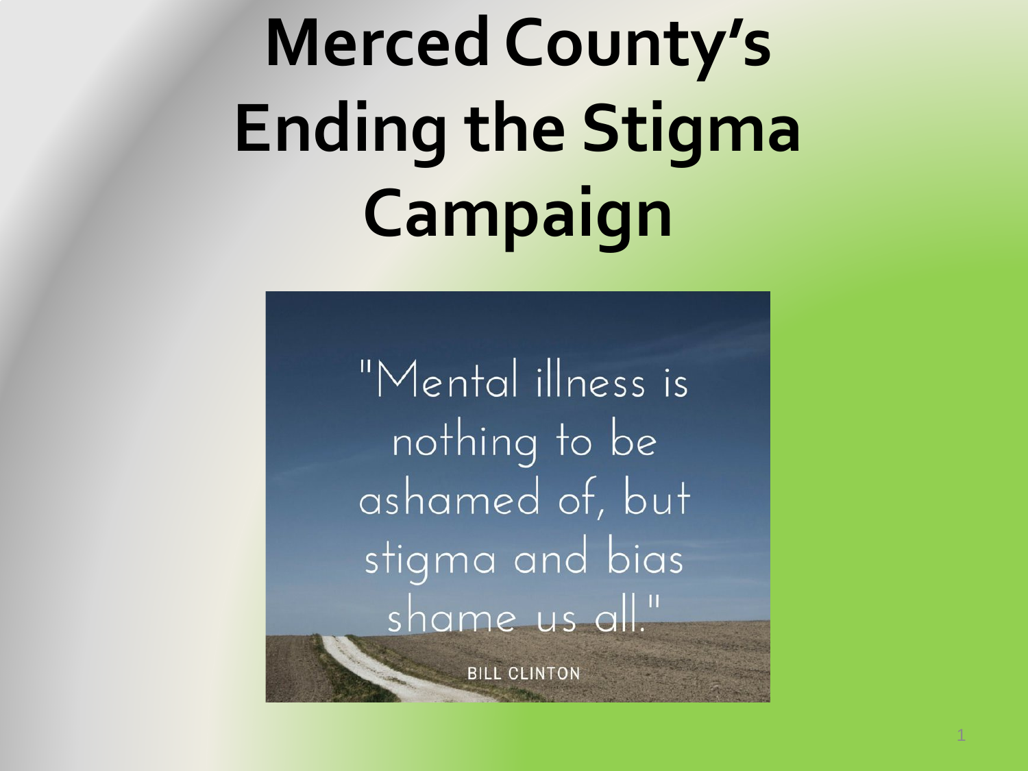# Merced County's Ending the Stigma Campaign

"Mental illness is nothing to be ashamed of, but stigma and bias shame us all."

BILL CLINTON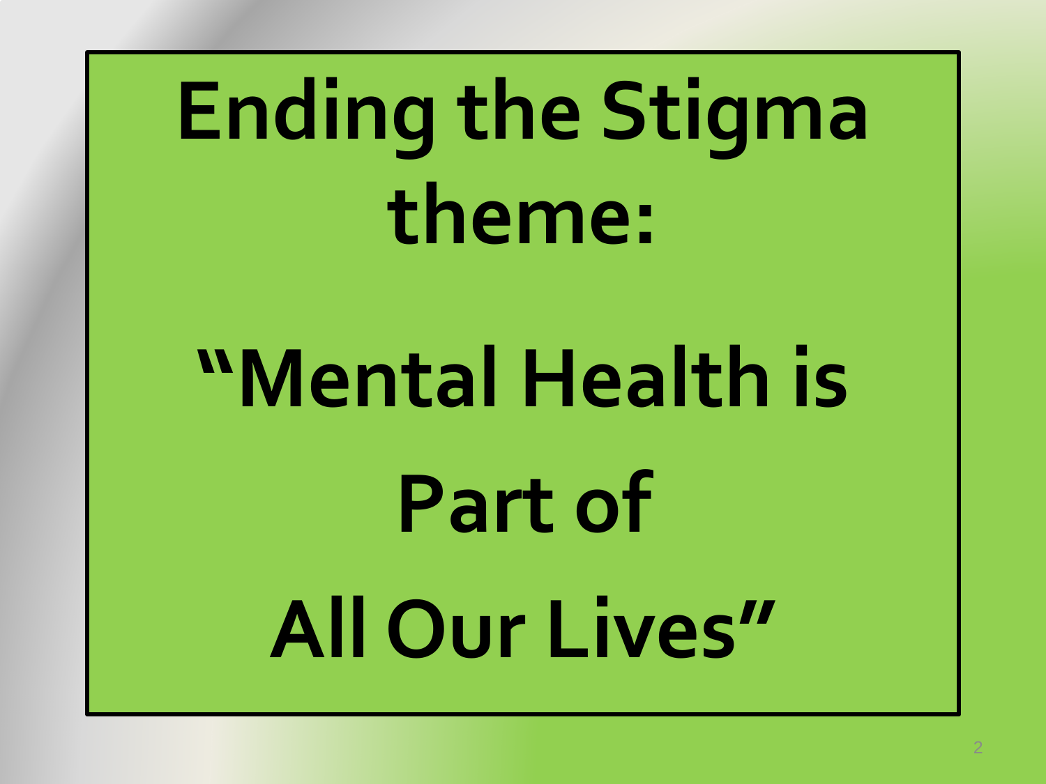# Ending the Stigma theme:

# "Mental Health is Part of All Our Lives"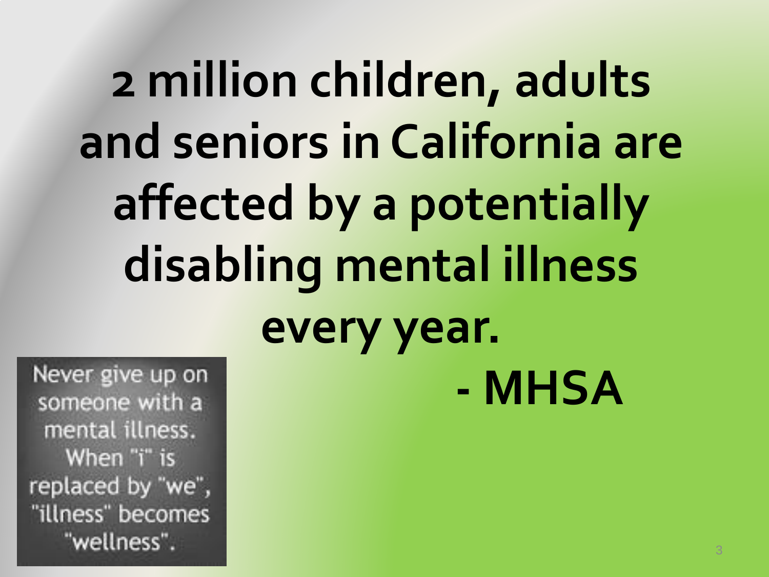# 2 million children, adults and seniors in California are affected by a potentially disabling mental illness every year.

**- MHSA**

Never give up on someone with a mental illness. When "i" is replaced by "we", "illness" becomes "wellness".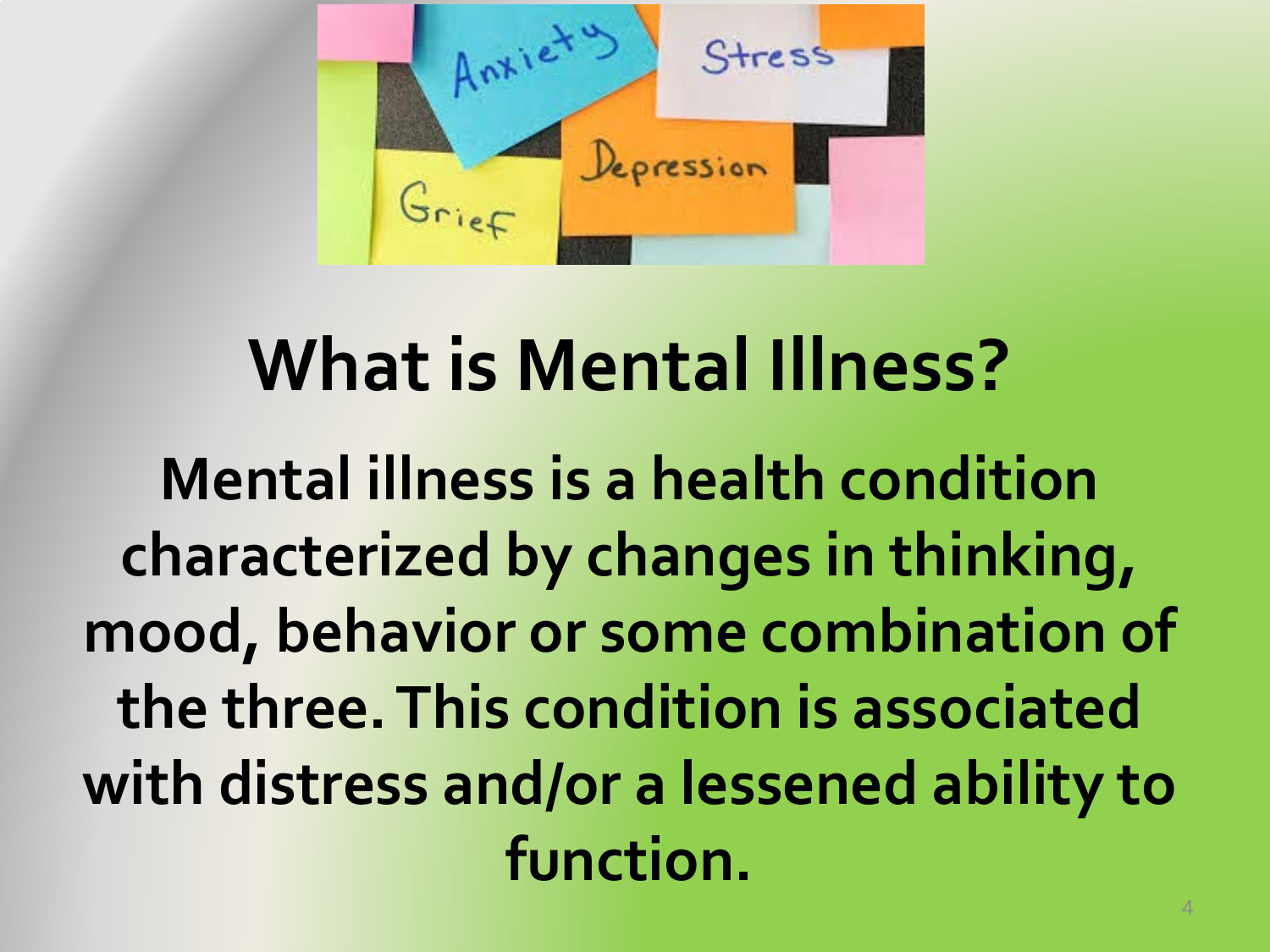# What is Mental Illness?

**Mental illness is a health condition characterized by changes in thinking, mood, behavior or some combination of the three. This condition is associated with distress and/or a lessened ability to function.**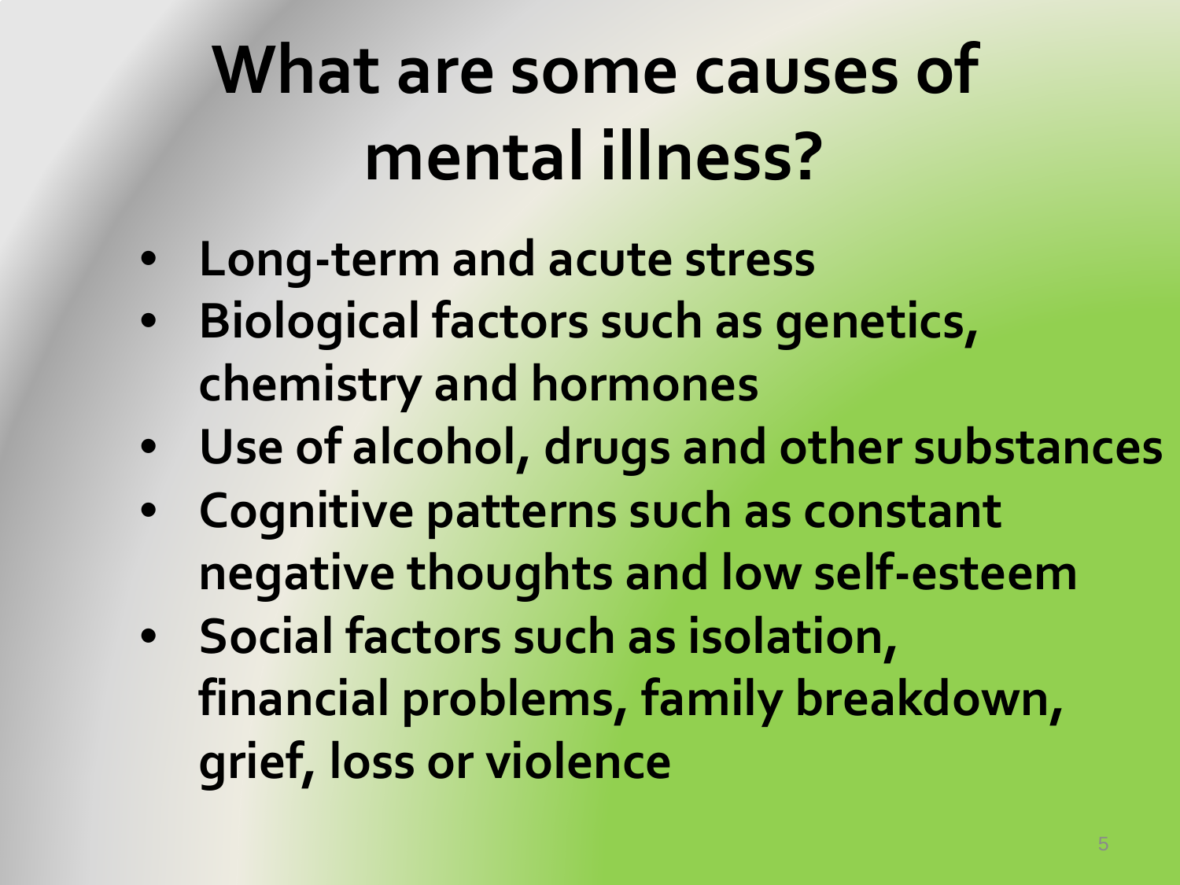# What are some causes of mental illness?

- **Long-term and acute stress**
- **Biological factors such as genetics, chemistry and hormones**
- **Use of alcohol, drugs and other substances**
- **Cognitive patterns such as constant negative thoughts and low self-esteem**
- **Social factors such as isolation, financial problems, family breakdown, grief, loss or violence**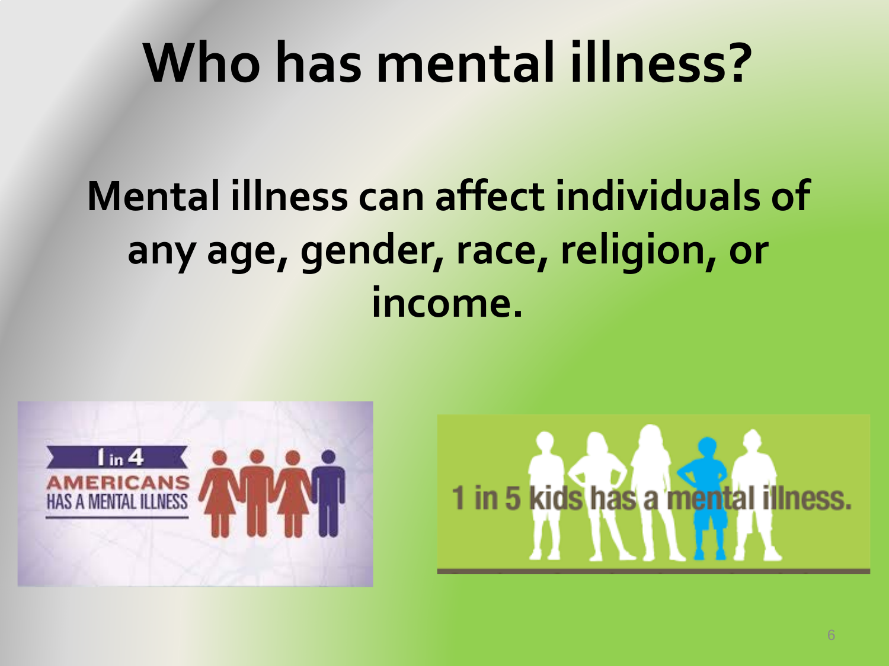# Who has mental illness?

**Mental illness can affect individuals of any age, gender, race, religion, or income.**

1 in 4 AMERICANS HAS A MENTAL ILLNESS

1 in 5 kids has a mental illness.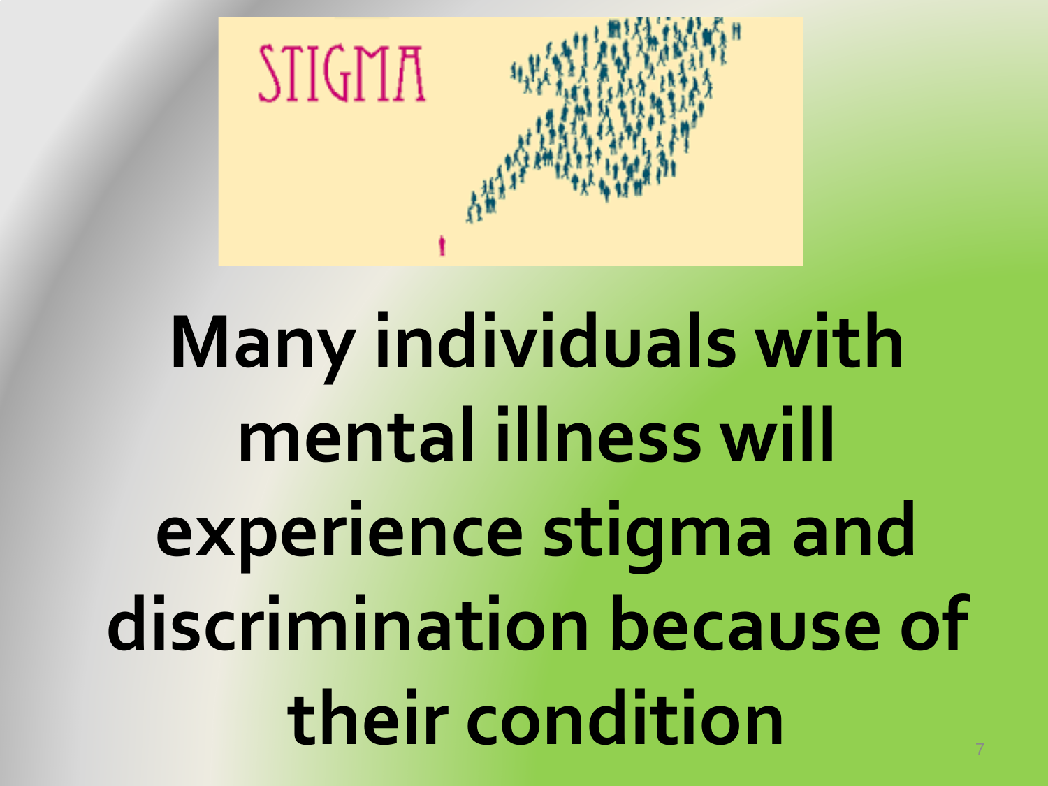STIGMA

**Many individuals with mental illness will experience stigma and discrimination because of their condition**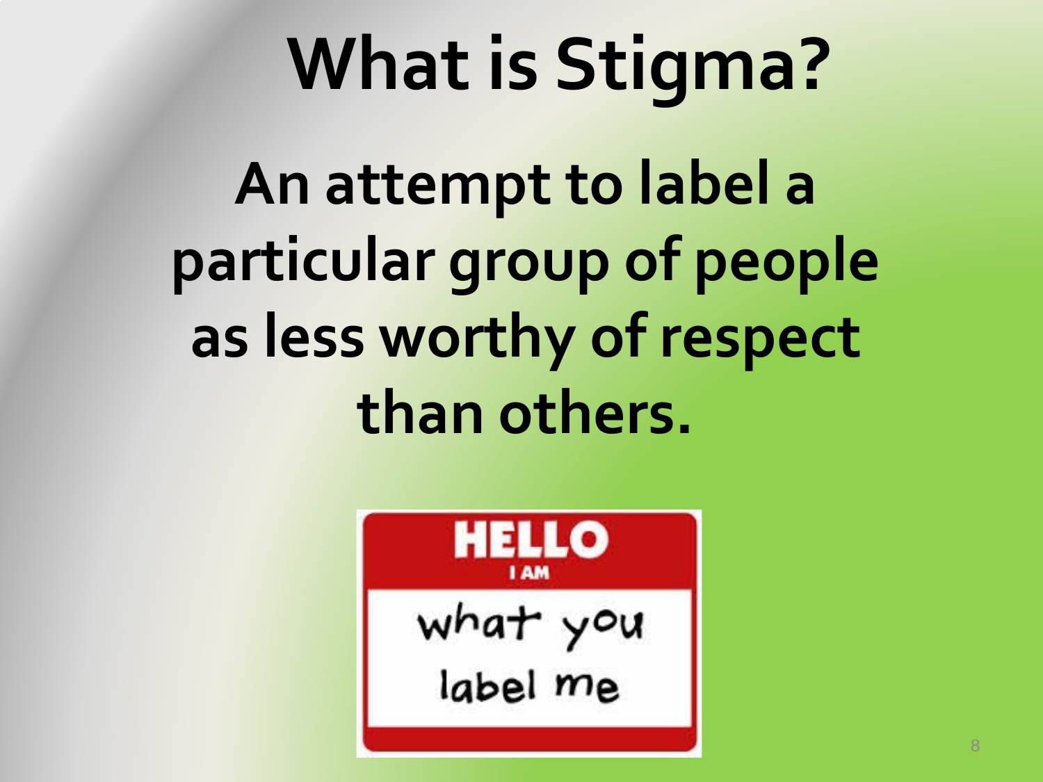# What is Stigma?

**An attempt to label a particular group of people as less worthy of respect than others.**

HELLO
I AM
what you label me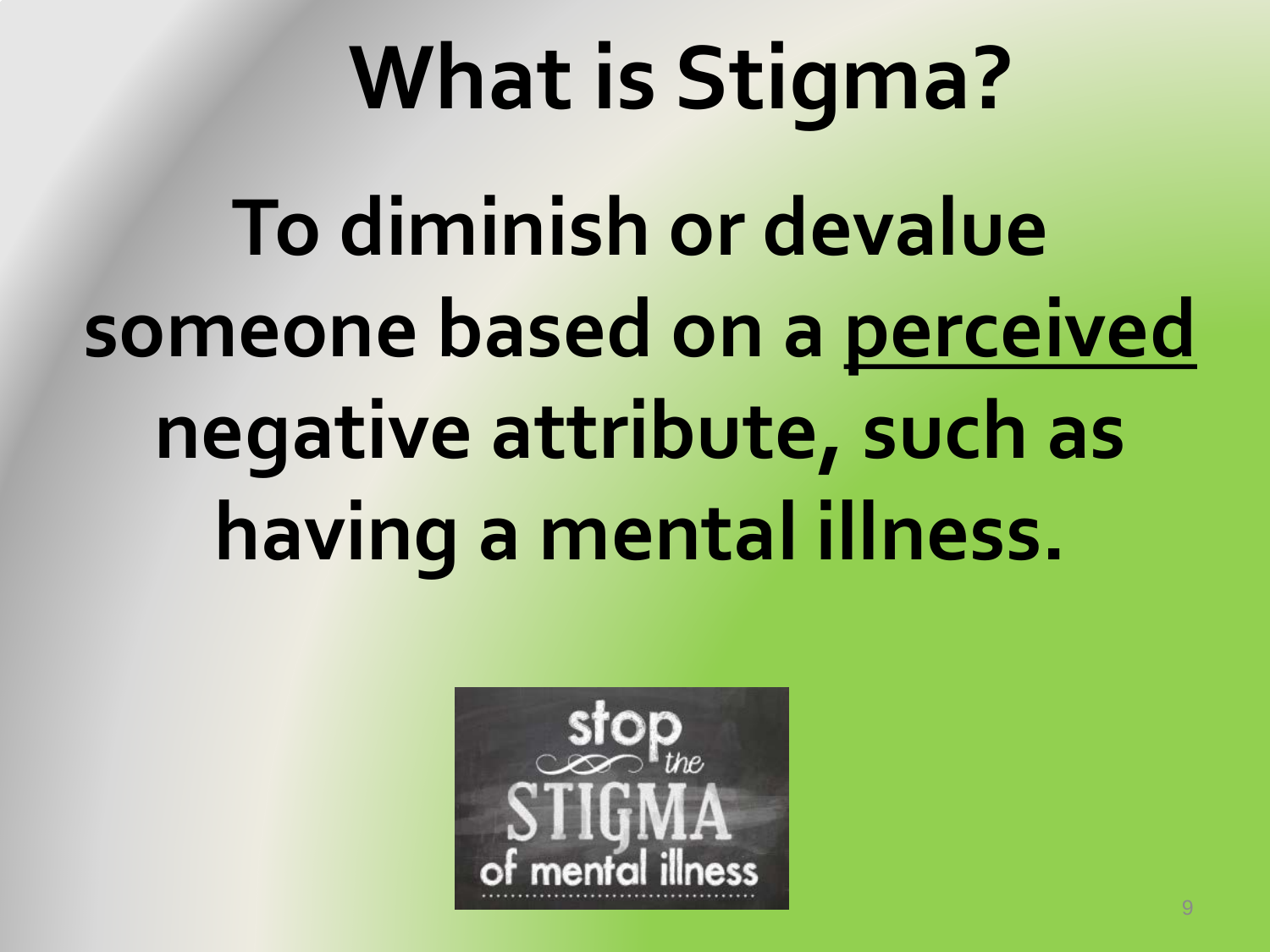# What is Stigma?

**To diminish or devalue someone based on a <u>perceived</u> negative attribute, such as having a mental illness.**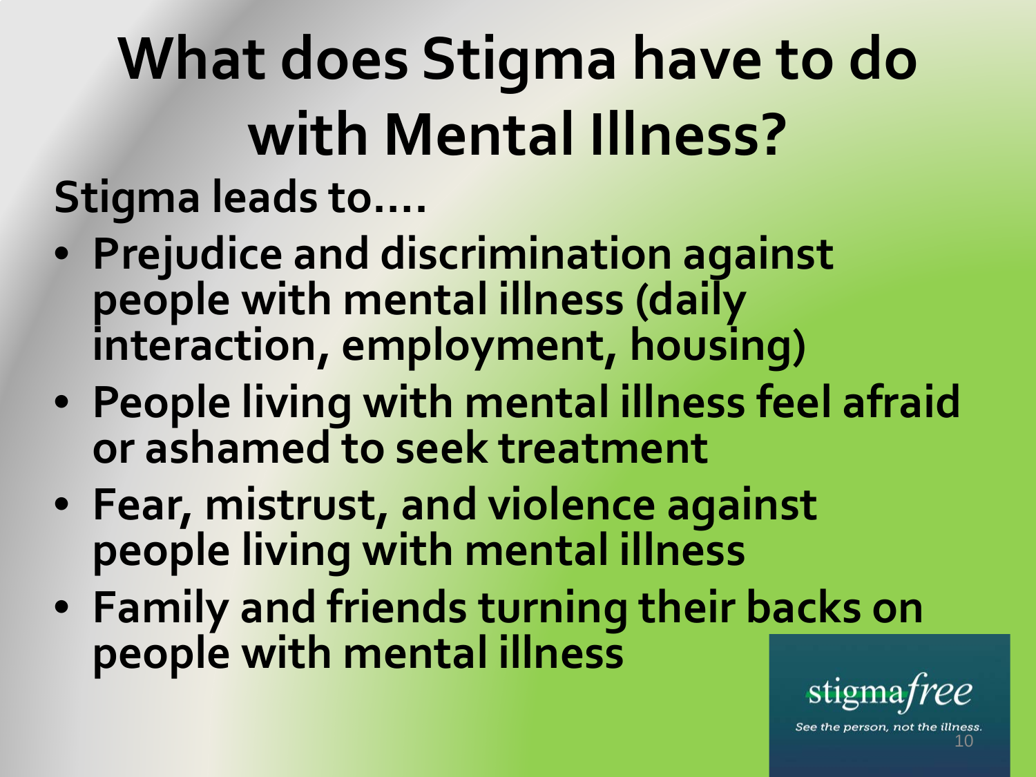# What does Stigma have to do with Mental Illness?

**Stigma leads to….**

- **Prejudice and discrimination against people with mental illness (daily interaction, employment, housing)**
- **People living with mental illness feel afraid or ashamed to seek treatment**
- **Fear, mistrust, and violence against people living with mental illness**
- **Family and friends turning their backs on people with mental illness**

stigma*free*

*See the person, not the illness.*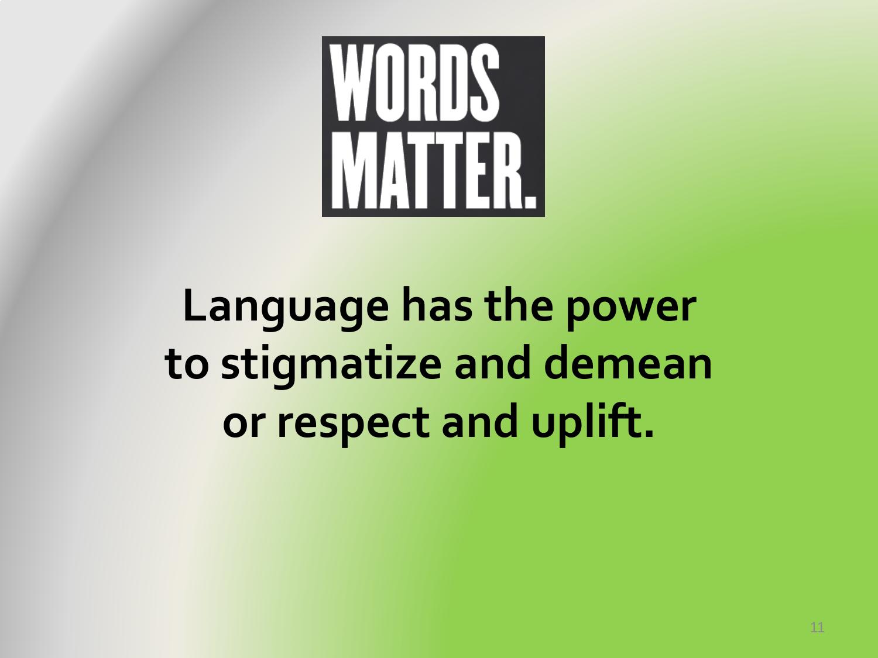# WORDS MATTER.

**Language has the power to stigmatize and demean or respect and uplift.**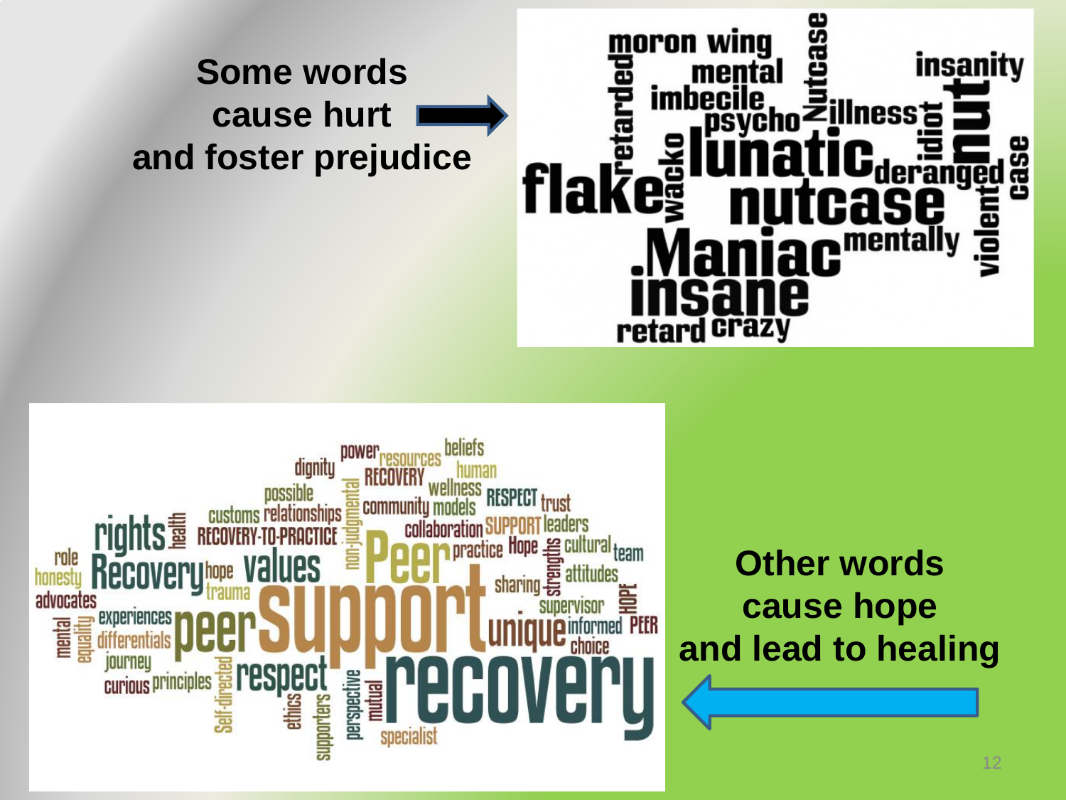**Some words cause hurt and foster prejudice**

moron wing mental insanity imbecile Nutcase psycho illness retarded nut idiot lunatic deranged case flake wacko nutcase violent mentally Maniac insane retard crazy

power resources beliefs dignity RECOVERY human possible wellness RESPECT trust customs relationships non-judgmental community models health rights RECOVERY-TO-PRACTICE collaboration SUPPORT leaders role Peer practice Hope strengths cultural team honesty Recovery hope values attitudes advocates trauma sharing supervisor HOPE mental equality experiences differentials peer support unique informed PEER choice journey curious principles Self-directed respect ethics supporters perspective mutual recovery specialist

**Other words cause hope and lead to healing**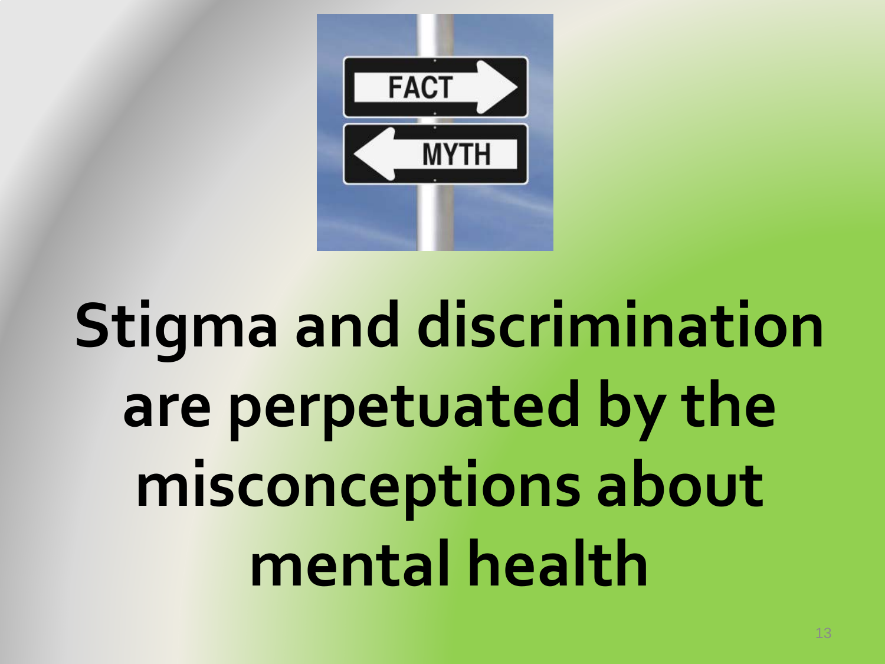**Stigma and discrimination are perpetuated by the misconceptions about mental health**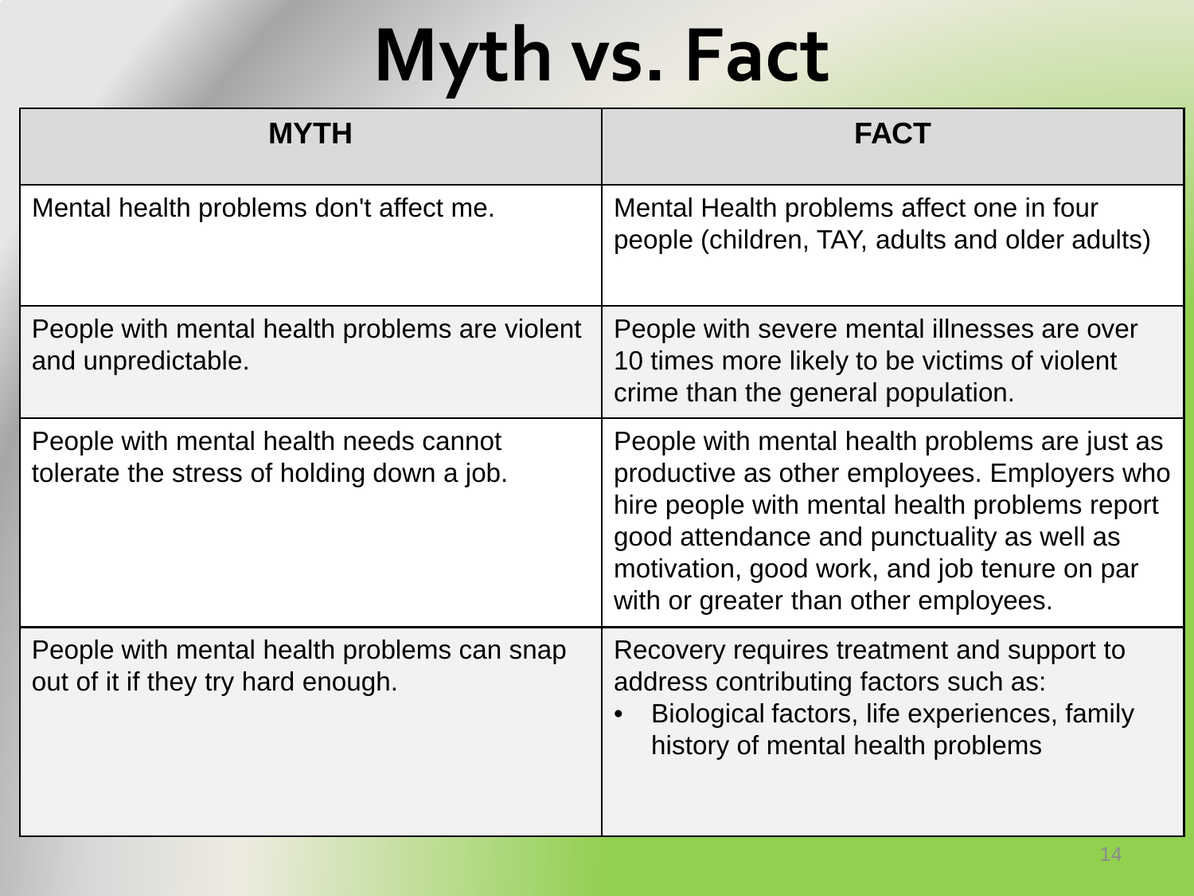# Myth vs. Fact

| MYTH | FACT |
| --- | --- |
| Mental health problems don't affect me. | Mental Health problems affect one in four people (children, TAY, adults and older adults) |
| People with mental health problems are violent and unpredictable. | People with severe mental illnesses are over 10 times more likely to be victims of violent crime than the general population. |
| People with mental health needs cannot tolerate the stress of holding down a job. | People with mental health problems are just as productive as other employees. Employers who hire people with mental health problems report good attendance and punctuality as well as motivation, good work, and job tenure on par with or greater than other employees. |
| People with mental health problems can snap out of it if they try hard enough. | Recovery requires treatment and support to address contributing factors such as:<br>• Biological factors, life experiences, family history of mental health problems |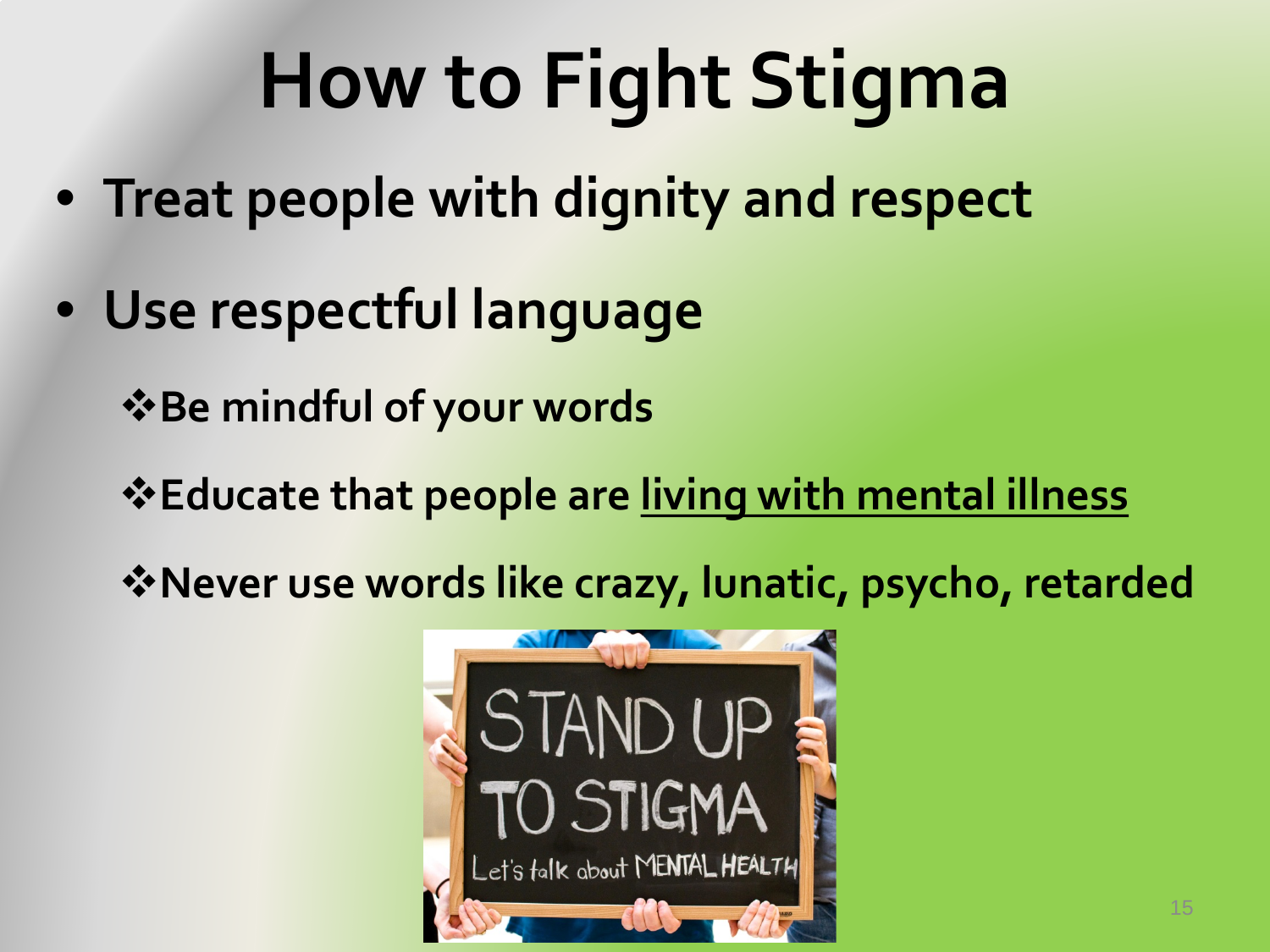# How to Fight Stigma

- **Treat people with dignity and respect**
- **Use respectful language**
  - **Be mindful of your words**
  - **Educate that people are <u>living with mental illness</u>**
  - **Never use words like crazy, lunatic, psycho, retarded**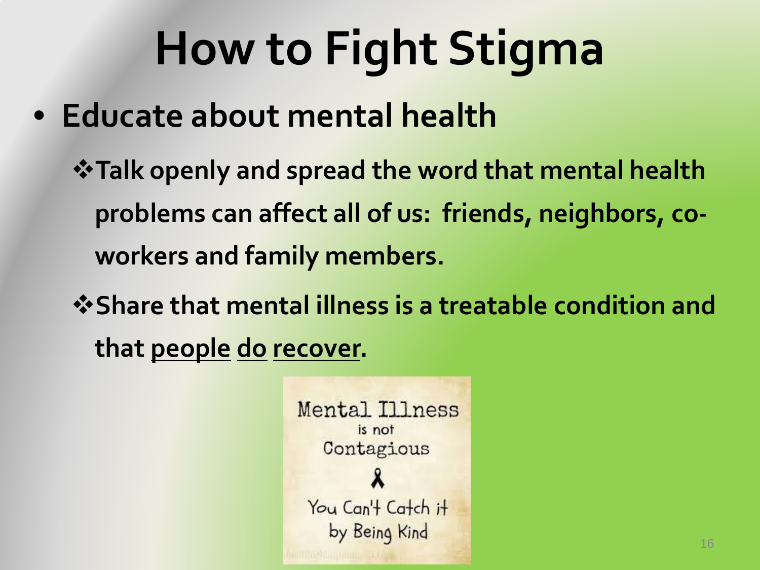# How to Fight Stigma

- **Educate about mental health**
  - ❖ **Talk openly and spread the word that mental health problems can affect all of us: friends, neighbors, co-workers and family members.**
  - ❖ **Share that mental illness is a treatable condition and that <u>people</u> <u>do</u> <u>recover</u>.**

Mental Illness is not Contagious

You Can't Catch it by Being Kind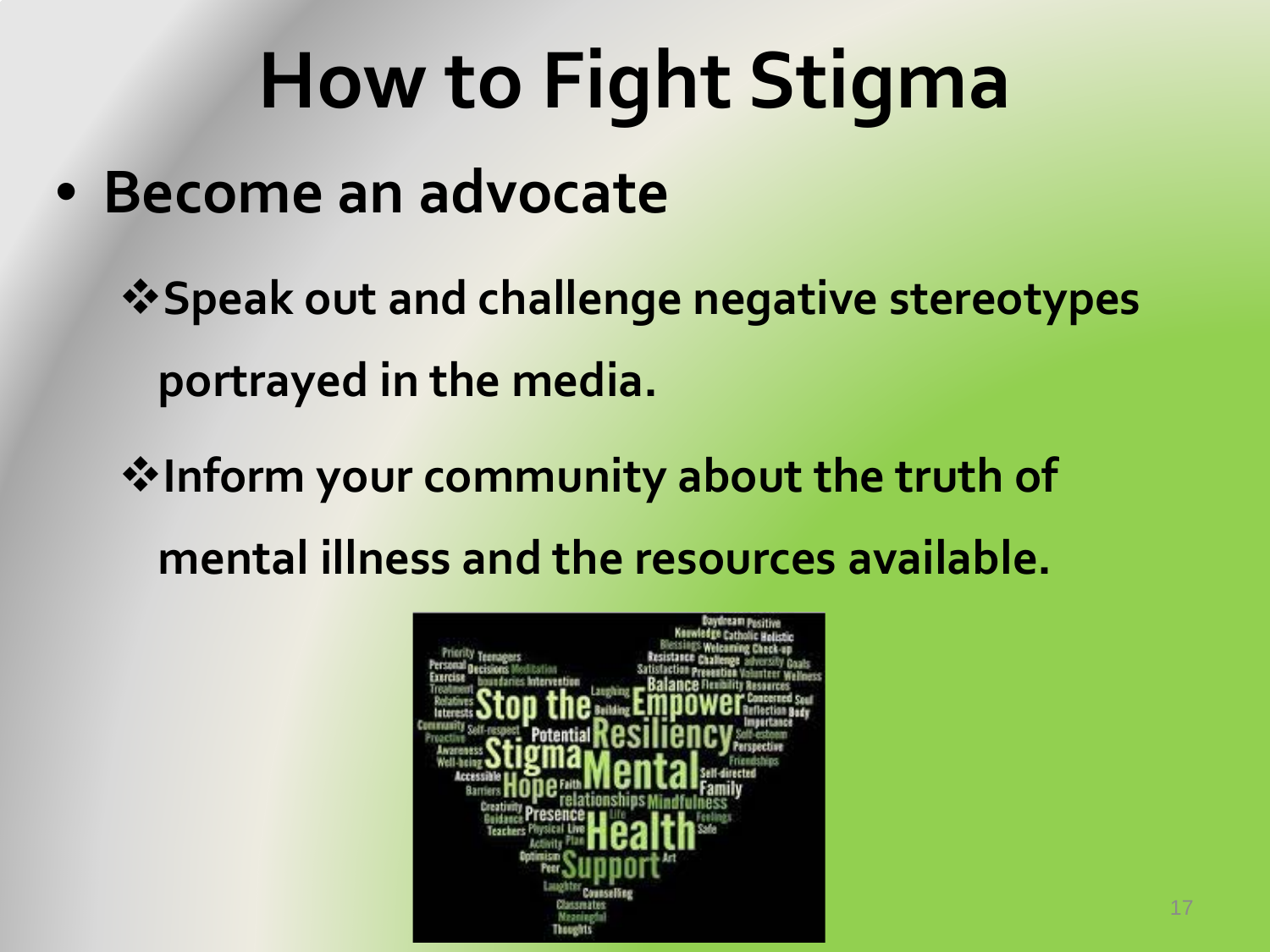# How to Fight Stigma

- **Become an advocate**
  - **Speak out and challenge negative stereotypes portrayed in the media.**
  - **Inform your community about the truth of mental illness and the resources available.**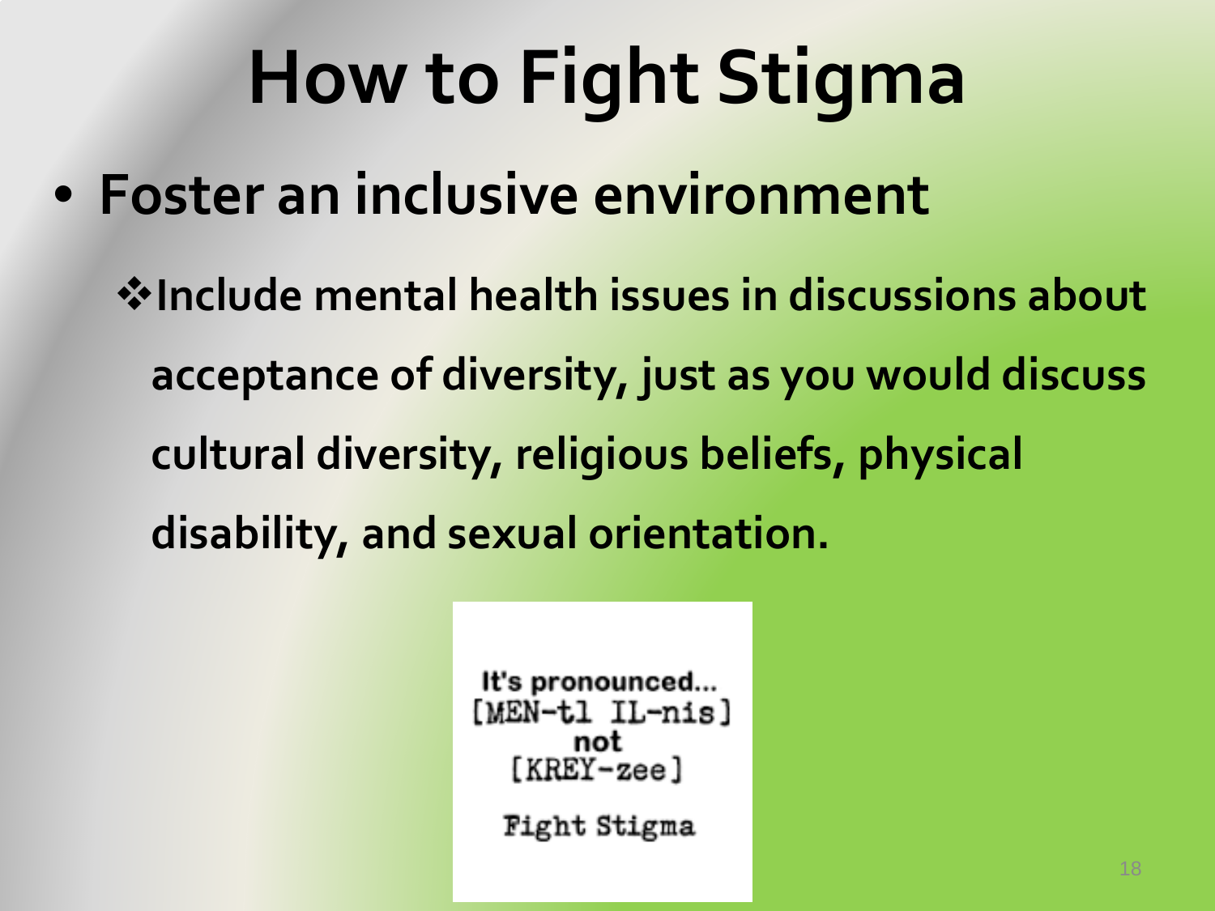# How to Fight Stigma

- **Foster an inclusive environment**
  - **Include mental health issues in discussions about acceptance of diversity, just as you would discuss cultural diversity, religious beliefs, physical disability, and sexual orientation.**

It's pronounced...
[MEN-tl IL-nis]
not
[KREY-zee]

Fight Stigma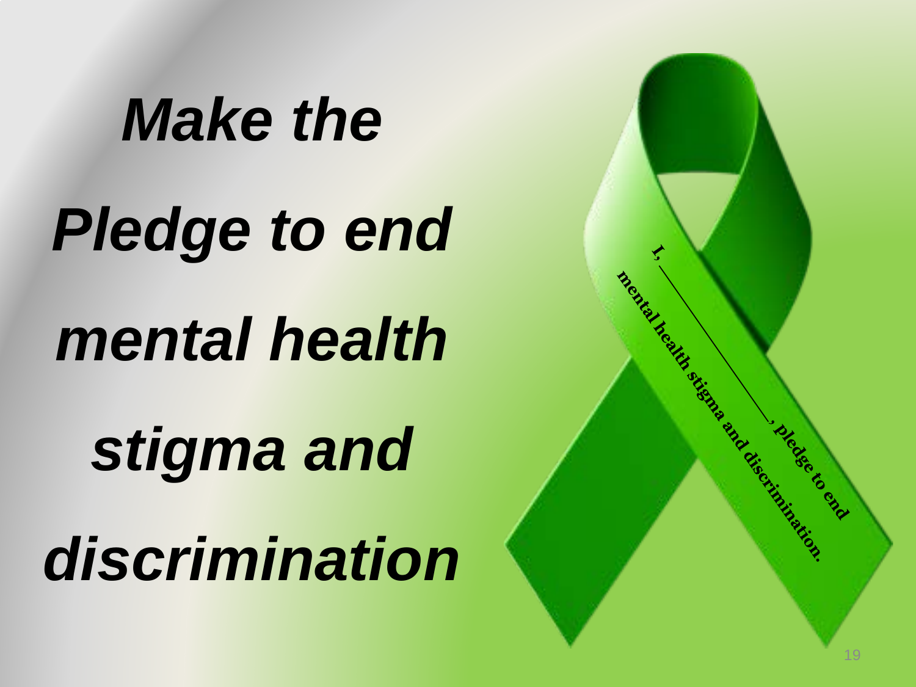# *Make the Pledge to end mental health stigma and discrimination*

I, ________________, pledge to end mental health stigma and discrimination.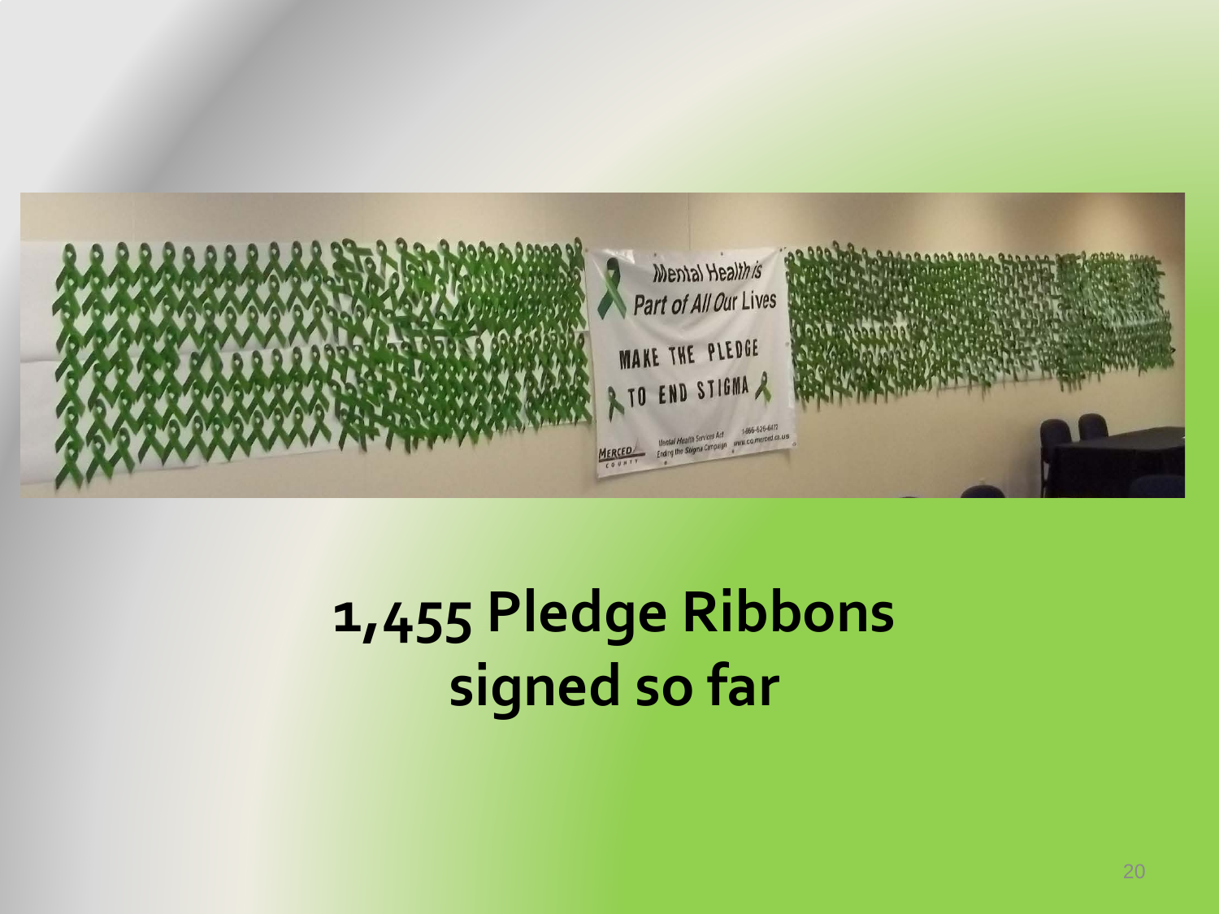# 1,455 Pledge Ribbons signed so far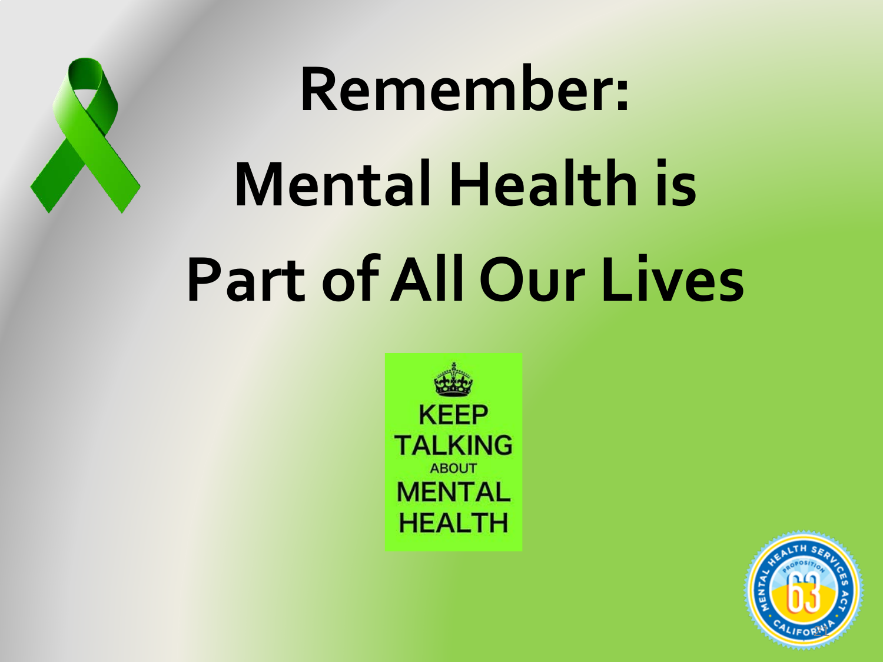# Remember: Mental Health is Part of All Our Lives

KEEP TALKING ABOUT MENTAL HEALTH